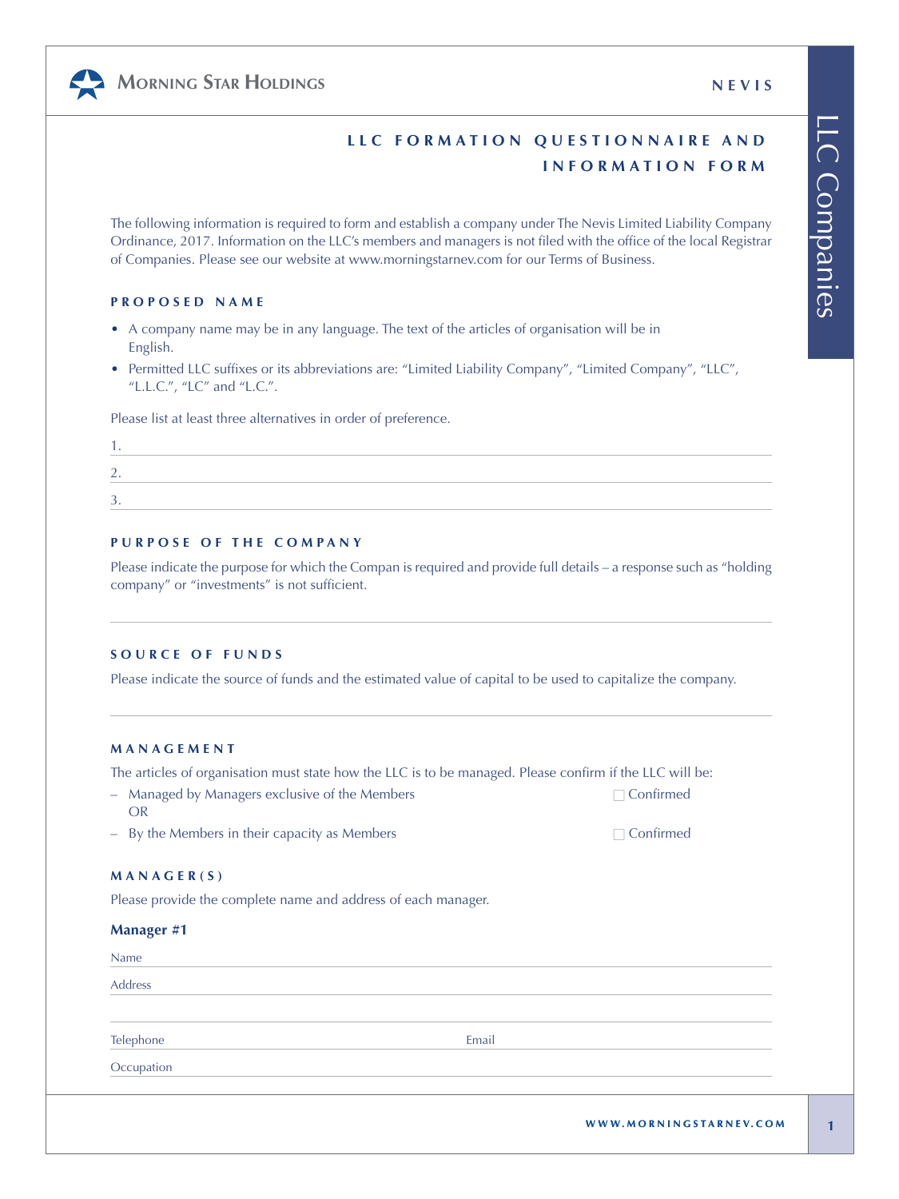# LLC FORMATION QUESTIONNAIRE AND INFORMATION FORM

The following information is required to form and establish a company under The Nevis Limited Liability Company Ordinance, 2017. Information on the LLC's members and managers is not filed with the office of the local Registrar of Companies. Please see our website at www.morningstarnev.com for our Terms of Business.

## PROPOSED NAME

- A company name may be in any language. The text of the articles of organisation will be in English.
- Permitted LLC suffixes or its abbreviations are: "Limited Liability Company", "Limited Company", "LLC", "L.L.C.", "LC" and "L.C.".

Please list at least three alternatives in order of preference.

1. ______________________________
2. ______________________________
3. ______________________________

## PURPOSE OF THE COMPANY

Please indicate the purpose for which the Compan is required and provide full details – a response such as "holding company" or "investments" is not sufficient.

______________________________

## SOURCE OF FUNDS

Please indicate the source of funds and the estimated value of capital to be used to capitalize the company.

______________________________

## MANAGEMENT

The articles of organisation must state how the LLC is to be managed. Please confirm if the LLC will be:

– Managed by Managers exclusive of the Members ☐ Confirmed
OR
– By the Members in their capacity as Members ☐ Confirmed

## MANAGER(S)

Please provide the complete name and address of each manager.

### Manager #1

Name ______________________________

Address ______________________________

______________________________

Telephone ______________ Email ______________

Occupation ______________________________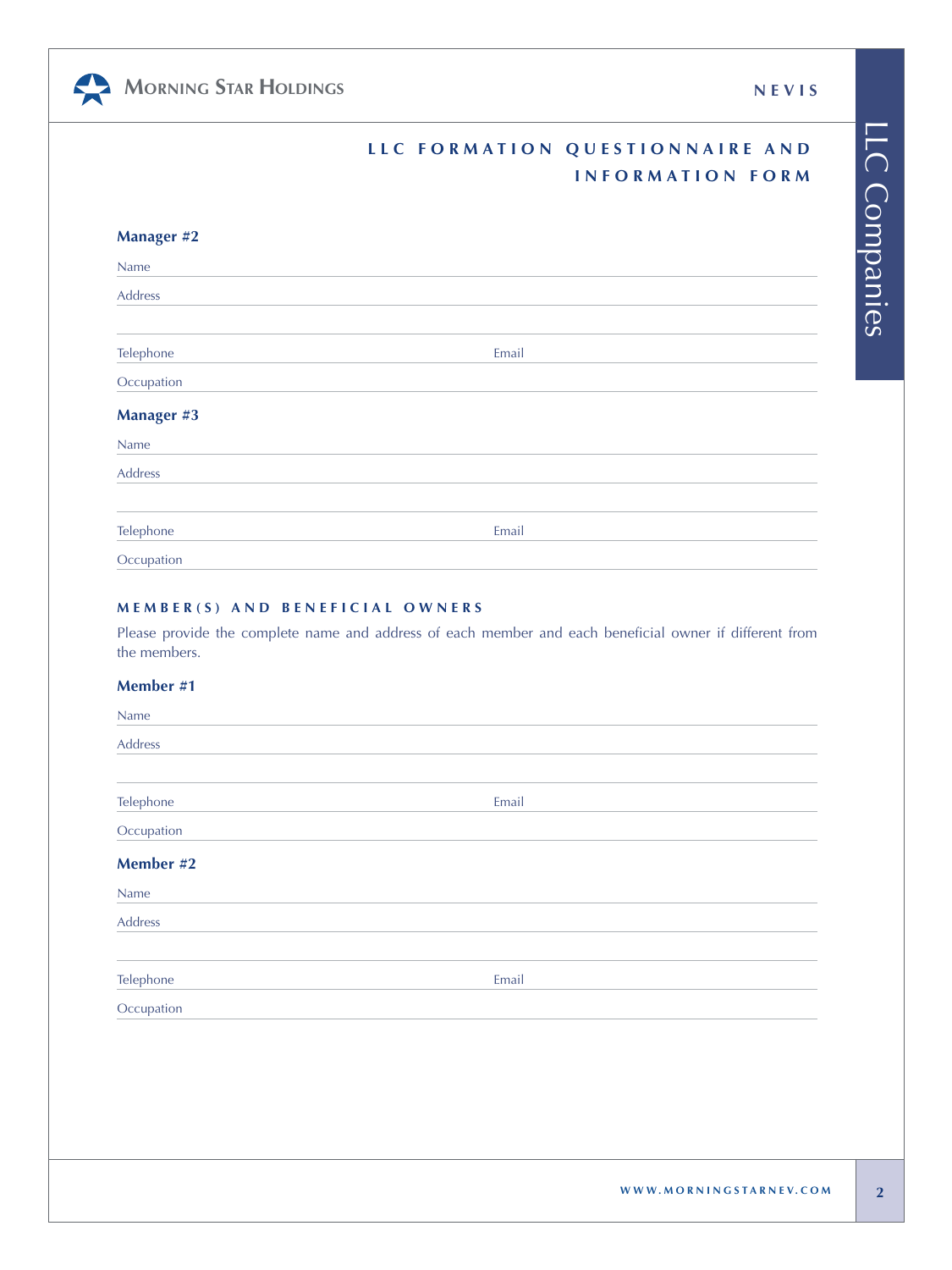## LLC FORMATION QUESTIONNAIRE AND INFORMATION FORM

**Manager #2**

Name

Address

Telephone Email

Occupation

**Manager #3**

Name

Address

Telephone Email

Occupation

### MEMBER(S) AND BENEFICIAL OWNERS

Please provide the complete name and address of each member and each beneficial owner if different from the members.

**Member #1**

Name

Address

Telephone Email

Occupation

**Member #2**

Name

Address

Telephone Email

Occupation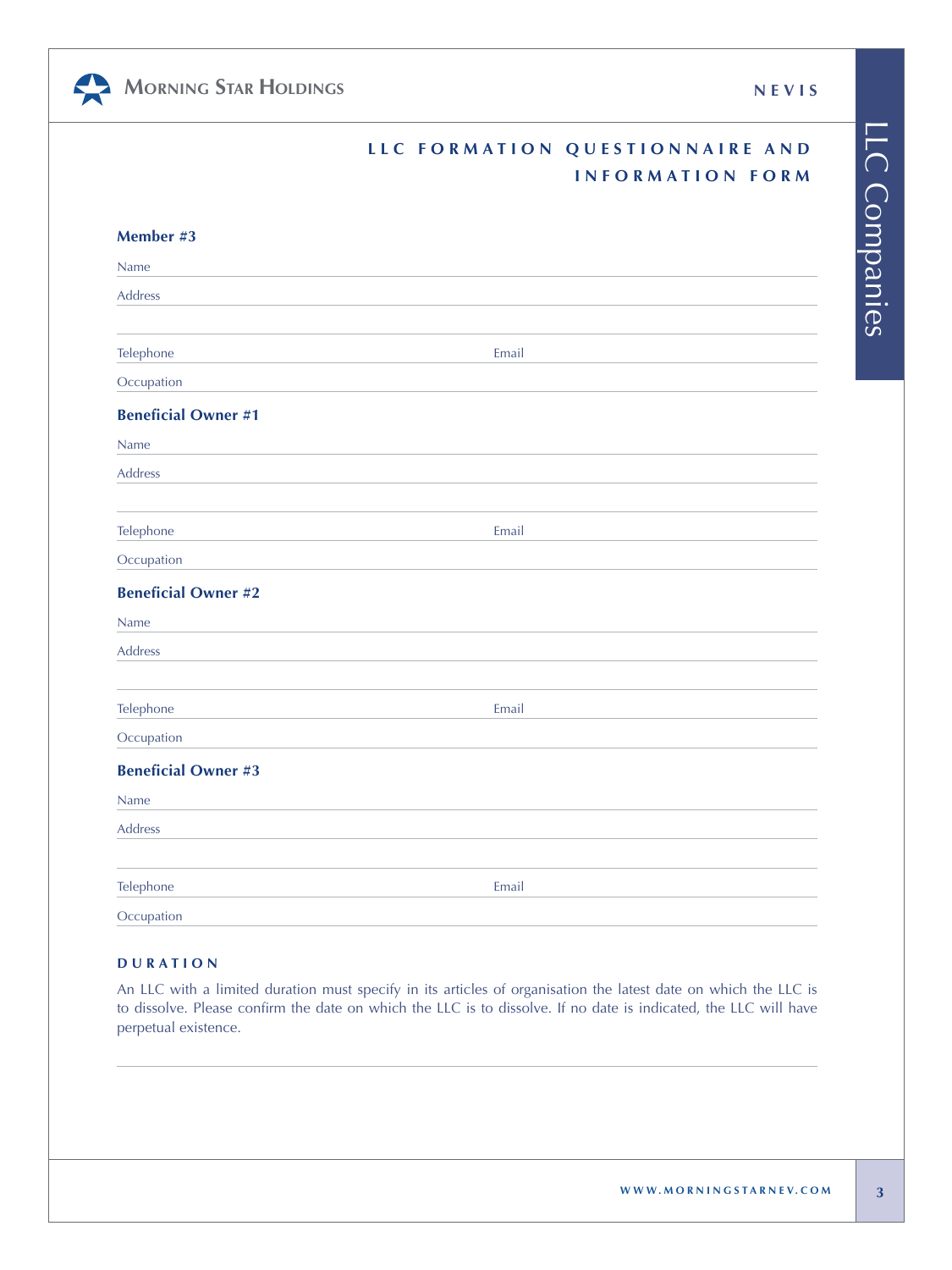## LLC FORMATION QUESTIONNAIRE AND INFORMATION FORM

**Member #3**

Name

Address

Telephone Email

Occupation

**Beneficial Owner #1**

Name

Address

Telephone Email

Occupation

**Beneficial Owner #2**

Name

Address

Telephone Email

Occupation

**Beneficial Owner #3**

Name

Address

Telephone Email

Occupation

### DURATION

An LLC with a limited duration must specify in its articles of organisation the latest date on which the LLC is to dissolve. Please confirm the date on which the LLC is to dissolve. If no date is indicated, the LLC will have perpetual existence.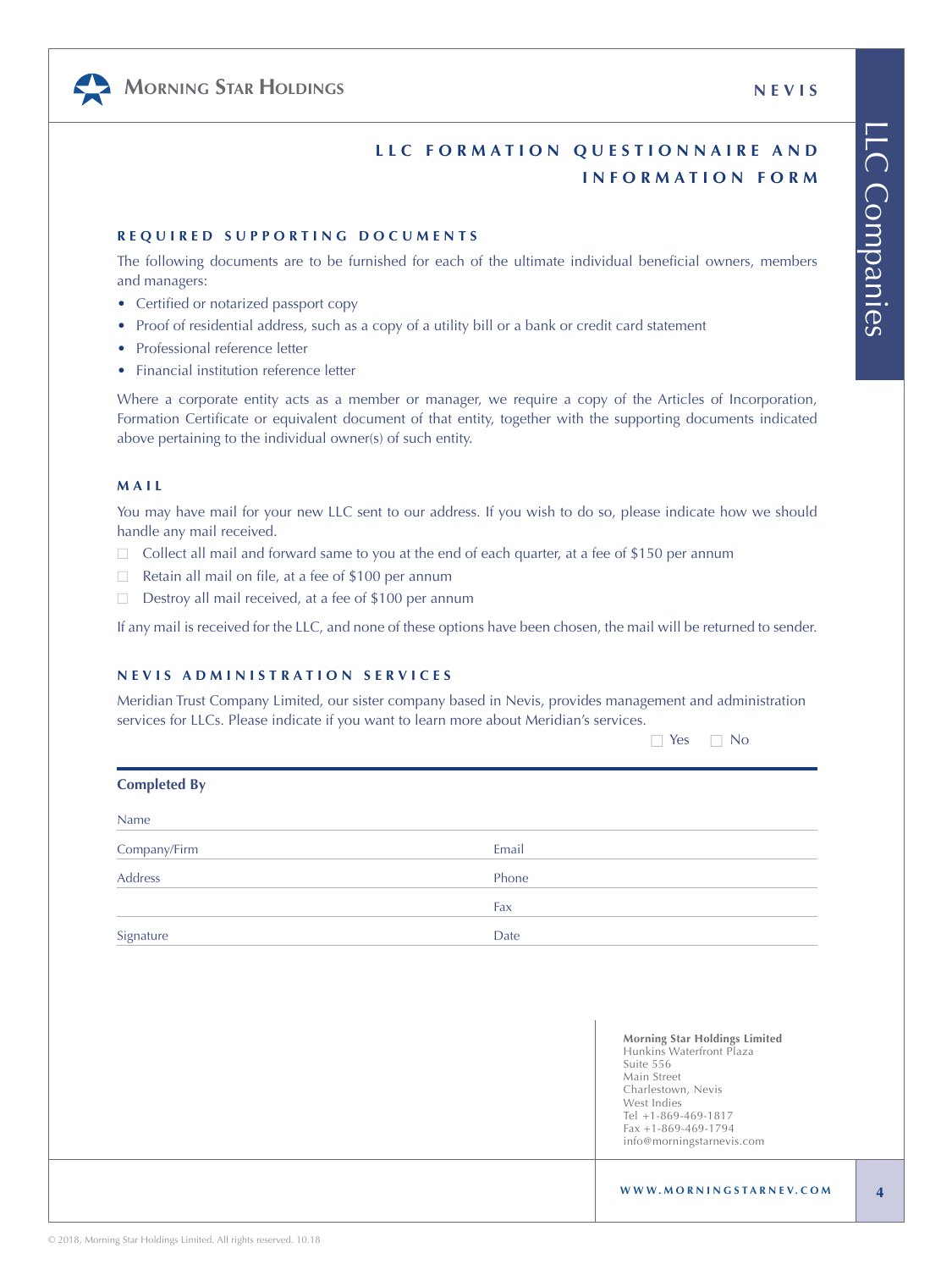# LLC FORMATION QUESTIONNAIRE AND INFORMATION FORM

## REQUIRED SUPPORTING DOCUMENTS

The following documents are to be furnished for each of the ultimate individual beneficial owners, members and managers:

- Certified or notarized passport copy
- Proof of residential address, such as a copy of a utility bill or a bank or credit card statement
- Professional reference letter
- Financial institution reference letter

Where a corporate entity acts as a member or manager, we require a copy of the Articles of Incorporation, Formation Certificate or equivalent document of that entity, together with the supporting documents indicated above pertaining to the individual owner(s) of such entity.

## MAIL

You may have mail for your new LLC sent to our address. If you wish to do so, please indicate how we should handle any mail received.

- ☐ Collect all mail and forward same to you at the end of each quarter, at a fee of $150 per annum
- ☐ Retain all mail on file, at a fee of $100 per annum
- ☐ Destroy all mail received, at a fee of $100 per annum

If any mail is received for the LLC, and none of these options have been chosen, the mail will be returned to sender.

## NEVIS ADMINISTRATION SERVICES

Meridian Trust Company Limited, our sister company based in Nevis, provides management and administration services for LLCs. Please indicate if you want to learn more about Meridian's services.

☐ Yes ☐ No

**Completed By**

Name

| | |
|---|---|
| Company/Firm | Email |
| Address | Phone |
| | Fax |
| Signature | Date |

**Morning Star Holdings Limited**
Hunkins Waterfront Plaza
Suite 556
Main Street
Charlestown, Nevis
West Indies
Tel +1-869-469-1817
Fax +1-869-469-1794
info@morningstarnevis.com

WWW.MORNINGSTARNEV.COM

© 2018, Morning Star Holdings Limited. All rights reserved. 10.18